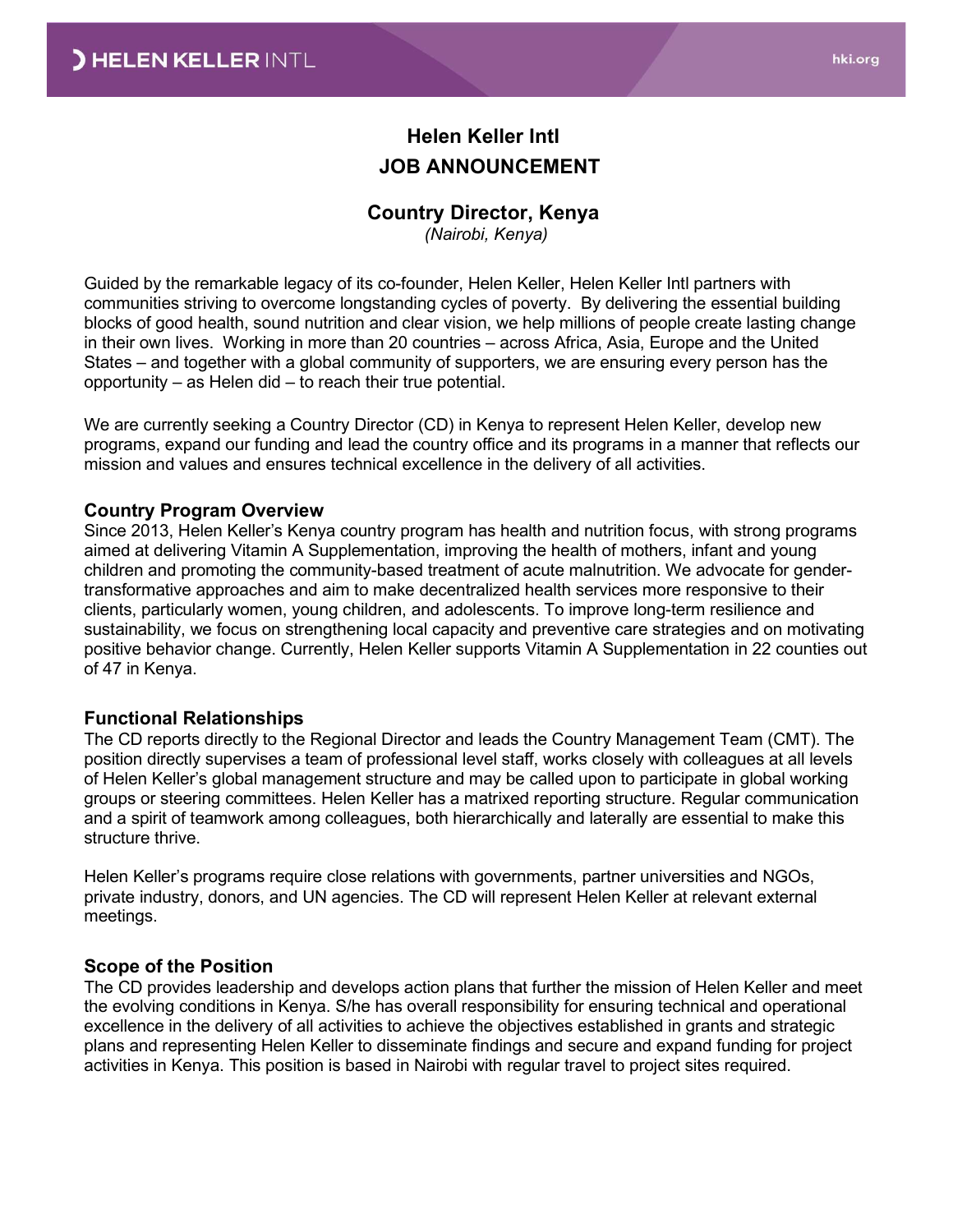# Helen Keller Intl
# JOB ANNOUNCEMENT

## Country Director, Kenya

*(Nairobi, Kenya)*

Guided by the remarkable legacy of its co-founder, Helen Keller, Helen Keller Intl partners with communities striving to overcome longstanding cycles of poverty. By delivering the essential building blocks of good health, sound nutrition and clear vision, we help millions of people create lasting change in their own lives. Working in more than 20 countries – across Africa, Asia, Europe and the United States – and together with a global community of supporters, we are ensuring every person has the opportunity – as Helen did – to reach their true potential.

We are currently seeking a Country Director (CD) in Kenya to represent Helen Keller, develop new programs, expand our funding and lead the country office and its programs in a manner that reflects our mission and values and ensures technical excellence in the delivery of all activities.

### Country Program Overview

Since 2013, Helen Keller's Kenya country program has health and nutrition focus, with strong programs aimed at delivering Vitamin A Supplementation, improving the health of mothers, infant and young children and promoting the community-based treatment of acute malnutrition. We advocate for gender-transformative approaches and aim to make decentralized health services more responsive to their clients, particularly women, young children, and adolescents. To improve long-term resilience and sustainability, we focus on strengthening local capacity and preventive care strategies and on motivating positive behavior change. Currently, Helen Keller supports Vitamin A Supplementation in 22 counties out of 47 in Kenya.

### Functional Relationships

The CD reports directly to the Regional Director and leads the Country Management Team (CMT). The position directly supervises a team of professional level staff, works closely with colleagues at all levels of Helen Keller's global management structure and may be called upon to participate in global working groups or steering committees. Helen Keller has a matrixed reporting structure. Regular communication and a spirit of teamwork among colleagues, both hierarchically and laterally are essential to make this structure thrive.

Helen Keller's programs require close relations with governments, partner universities and NGOs, private industry, donors, and UN agencies. The CD will represent Helen Keller at relevant external meetings.

### Scope of the Position

The CD provides leadership and develops action plans that further the mission of Helen Keller and meet the evolving conditions in Kenya. S/he has overall responsibility for ensuring technical and operational excellence in the delivery of all activities to achieve the objectives established in grants and strategic plans and representing Helen Keller to disseminate findings and secure and expand funding for project activities in Kenya. This position is based in Nairobi with regular travel to project sites required.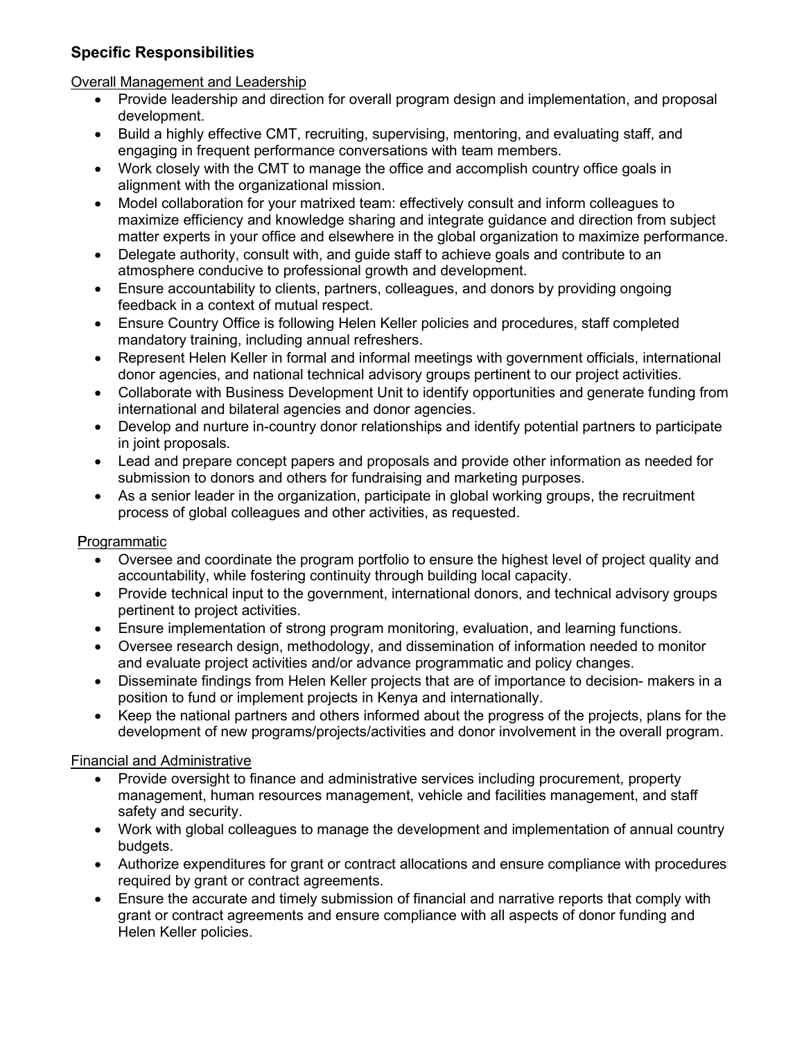## Specific Responsibilities

Overall Management and Leadership

- Provide leadership and direction for overall program design and implementation, and proposal development.
- Build a highly effective CMT, recruiting, supervising, mentoring, and evaluating staff, and engaging in frequent performance conversations with team members.
- Work closely with the CMT to manage the office and accomplish country office goals in alignment with the organizational mission.
- Model collaboration for your matrixed team: effectively consult and inform colleagues to maximize efficiency and knowledge sharing and integrate guidance and direction from subject matter experts in your office and elsewhere in the global organization to maximize performance.
- Delegate authority, consult with, and guide staff to achieve goals and contribute to an atmosphere conducive to professional growth and development.
- Ensure accountability to clients, partners, colleagues, and donors by providing ongoing feedback in a context of mutual respect.
- Ensure Country Office is following Helen Keller policies and procedures, staff completed mandatory training, including annual refreshers.
- Represent Helen Keller in formal and informal meetings with government officials, international donor agencies, and national technical advisory groups pertinent to our project activities.
- Collaborate with Business Development Unit to identify opportunities and generate funding from international and bilateral agencies and donor agencies.
- Develop and nurture in-country donor relationships and identify potential partners to participate in joint proposals.
- Lead and prepare concept papers and proposals and provide other information as needed for submission to donors and others for fundraising and marketing purposes.
- As a senior leader in the organization, participate in global working groups, the recruitment process of global colleagues and other activities, as requested.

Programmatic

- Oversee and coordinate the program portfolio to ensure the highest level of project quality and accountability, while fostering continuity through building local capacity.
- Provide technical input to the government, international donors, and technical advisory groups pertinent to project activities.
- Ensure implementation of strong program monitoring, evaluation, and learning functions.
- Oversee research design, methodology, and dissemination of information needed to monitor and evaluate project activities and/or advance programmatic and policy changes.
- Disseminate findings from Helen Keller projects that are of importance to decision- makers in a position to fund or implement projects in Kenya and internationally.
- Keep the national partners and others informed about the progress of the projects, plans for the development of new programs/projects/activities and donor involvement in the overall program.

Financial and Administrative

- Provide oversight to finance and administrative services including procurement, property management, human resources management, vehicle and facilities management, and staff safety and security.
- Work with global colleagues to manage the development and implementation of annual country budgets.
- Authorize expenditures for grant or contract allocations and ensure compliance with procedures required by grant or contract agreements.
- Ensure the accurate and timely submission of financial and narrative reports that comply with grant or contract agreements and ensure compliance with all aspects of donor funding and Helen Keller policies.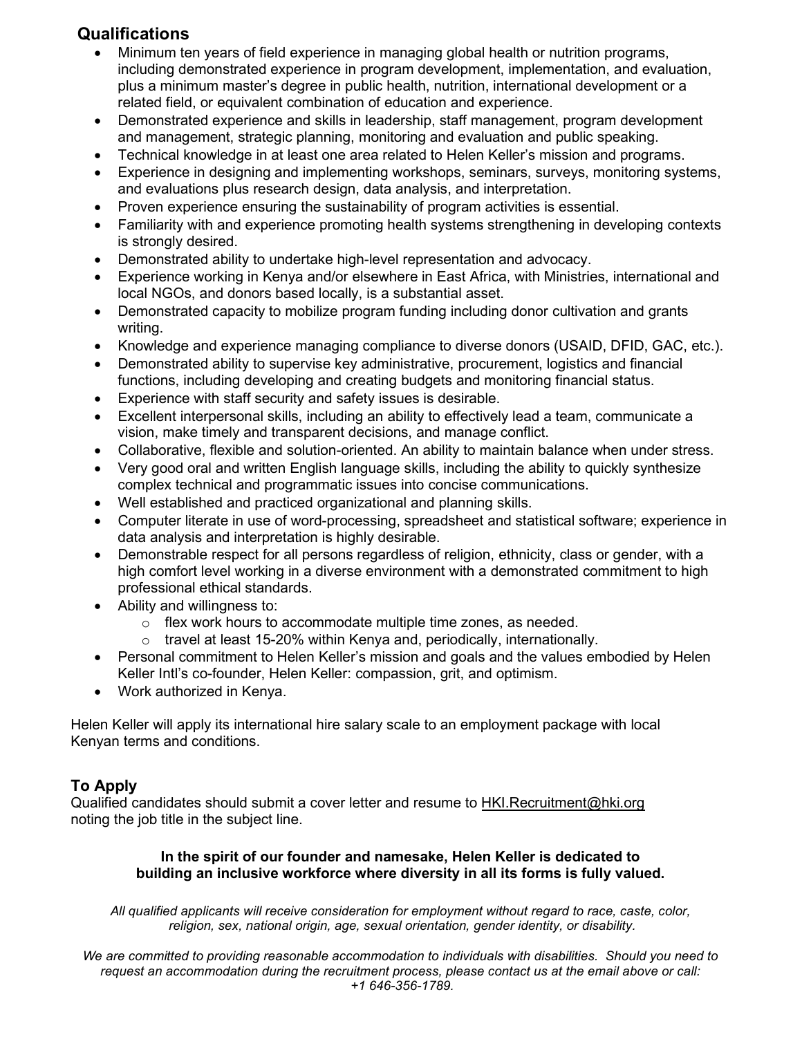## Qualifications

- Minimum ten years of field experience in managing global health or nutrition programs, including demonstrated experience in program development, implementation, and evaluation, plus a minimum master's degree in public health, nutrition, international development or a related field, or equivalent combination of education and experience.
- Demonstrated experience and skills in leadership, staff management, program development and management, strategic planning, monitoring and evaluation and public speaking.
- Technical knowledge in at least one area related to Helen Keller's mission and programs.
- Experience in designing and implementing workshops, seminars, surveys, monitoring systems, and evaluations plus research design, data analysis, and interpretation.
- Proven experience ensuring the sustainability of program activities is essential.
- Familiarity with and experience promoting health systems strengthening in developing contexts is strongly desired.
- Demonstrated ability to undertake high-level representation and advocacy.
- Experience working in Kenya and/or elsewhere in East Africa, with Ministries, international and local NGOs, and donors based locally, is a substantial asset.
- Demonstrated capacity to mobilize program funding including donor cultivation and grants writing.
- Knowledge and experience managing compliance to diverse donors (USAID, DFID, GAC, etc.).
- Demonstrated ability to supervise key administrative, procurement, logistics and financial functions, including developing and creating budgets and monitoring financial status.
- Experience with staff security and safety issues is desirable.
- Excellent interpersonal skills, including an ability to effectively lead a team, communicate a vision, make timely and transparent decisions, and manage conflict.
- Collaborative, flexible and solution-oriented. An ability to maintain balance when under stress.
- Very good oral and written English language skills, including the ability to quickly synthesize complex technical and programmatic issues into concise communications.
- Well established and practiced organizational and planning skills.
- Computer literate in use of word-processing, spreadsheet and statistical software; experience in data analysis and interpretation is highly desirable.
- Demonstrable respect for all persons regardless of religion, ethnicity, class or gender, with a high comfort level working in a diverse environment with a demonstrated commitment to high professional ethical standards.
- Ability and willingness to:
  - flex work hours to accommodate multiple time zones, as needed.
  - travel at least 15-20% within Kenya and, periodically, internationally.
- Personal commitment to Helen Keller's mission and goals and the values embodied by Helen Keller Intl's co-founder, Helen Keller: compassion, grit, and optimism.
- Work authorized in Kenya.

Helen Keller will apply its international hire salary scale to an employment package with local Kenyan terms and conditions.

## To Apply

Qualified candidates should submit a cover letter and resume to HKI.Recruitment@hki.org noting the job title in the subject line.

**In the spirit of our founder and namesake, Helen Keller is dedicated to building an inclusive workforce where diversity in all its forms is fully valued.**

*All qualified applicants will receive consideration for employment without regard to race, caste, color, religion, sex, national origin, age, sexual orientation, gender identity, or disability.*

*We are committed to providing reasonable accommodation to individuals with disabilities. Should you need to request an accommodation during the recruitment process, please contact us at the email above or call: +1 646-356-1789.*